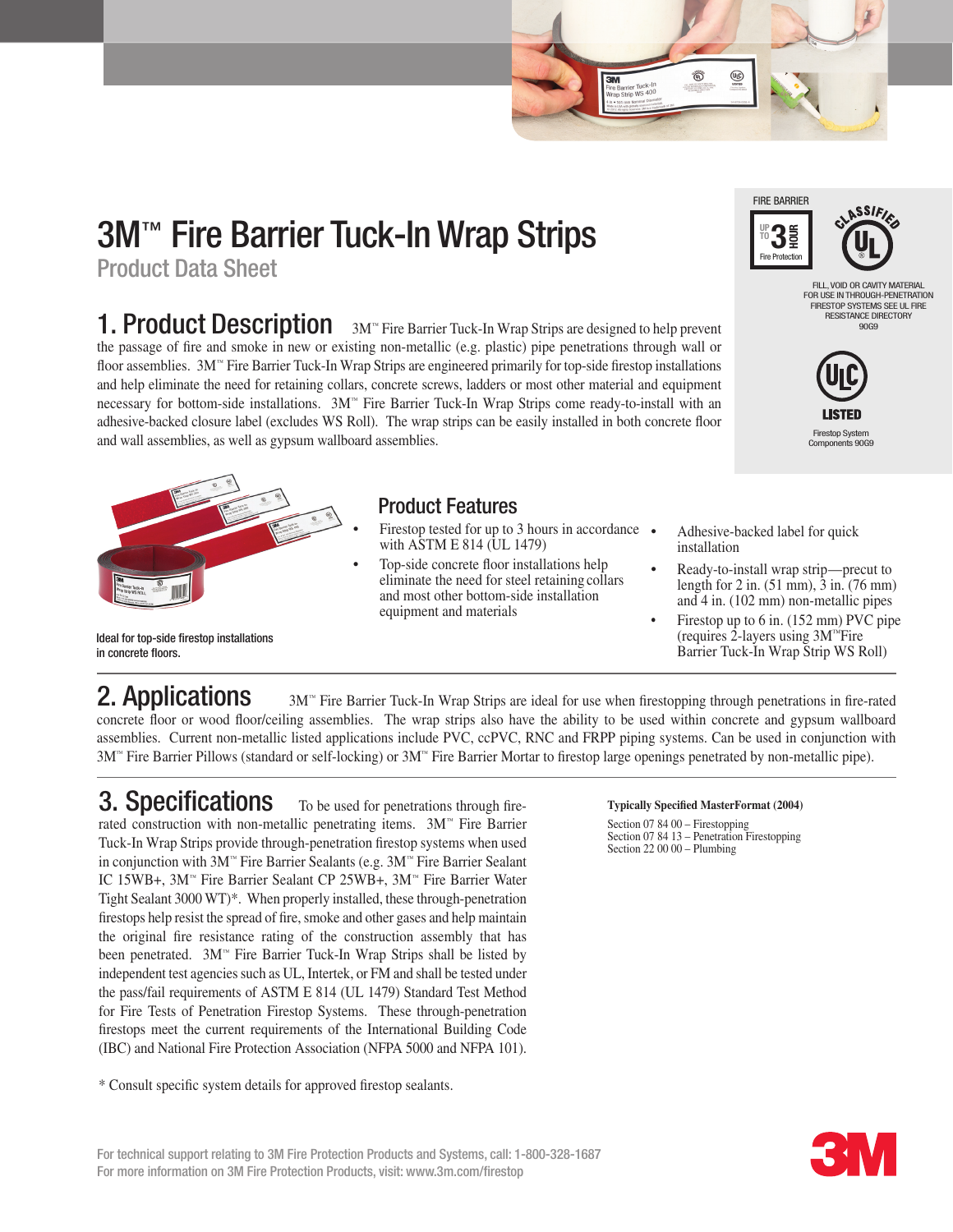# 3M™ Fire Barrier Tuck-In Wrap Strips

## Product Data Sheet

FIRE BARRIER

UP TO 3 HOUR Fire Protection

CLASSIFIED UL

FILL, VOID OR CAVITY MATERIAL FOR USE IN THROUGH-PENETRATION FIRESTOP SYSTEMS SEE UL FIRE RESISTANCE DIRECTORY 90G9

ULC LISTED

Firestop System Components 90G9

## 1. Product Description

3M™ Fire Barrier Tuck-In Wrap Strips are designed to help prevent the passage of fire and smoke in new or existing non-metallic (e.g. plastic) pipe penetrations through wall or floor assemblies. 3M™ Fire Barrier Tuck-In Wrap Strips are engineered primarily for top-side firestop installations and help eliminate the need for retaining collars, concrete screws, ladders or most other material and equipment necessary for bottom-side installations. 3M™ Fire Barrier Tuck-In Wrap Strips come ready-to-install with an adhesive-backed closure label (excludes WS Roll). The wrap strips can be easily installed in both concrete floor and wall assemblies, as well as gypsum wallboard assemblies.

Ideal for top-side firestop installations in concrete floors.

### Product Features

- Firestop tested for up to 3 hours in accordance with ASTM E 814 (UL 1479)
- Top-side concrete floor installations help eliminate the need for steel retaining collars and most other bottom-side installation equipment and materials
- Adhesive-backed label for quick installation
- Ready-to-install wrap strip—precut to length for 2 in. (51 mm), 3 in. (76 mm) and 4 in. (102 mm) non-metallic pipes
- Firestop up to 6 in. (152 mm) PVC pipe (requires 2-layers using 3M™Fire Barrier Tuck-In Wrap Strip WS Roll)

## 2. Applications

3M™ Fire Barrier Tuck-In Wrap Strips are ideal for use when firestopping through penetrations in fire-rated concrete floor or wood floor/ceiling assemblies. The wrap strips also have the ability to be used within concrete and gypsum wallboard assemblies. Current non-metallic listed applications include PVC, ccPVC, RNC and FRPP piping systems. Can be used in conjunction with 3M™ Fire Barrier Pillows (standard or self-locking) or 3M™ Fire Barrier Mortar to firestop large openings penetrated by non-metallic pipe).

## 3. Specifications

To be used for penetrations through fire-rated construction with non-metallic penetrating items. 3M™ Fire Barrier Tuck-In Wrap Strips provide through-penetration firestop systems when used in conjunction with 3M™ Fire Barrier Sealants (e.g. 3M™ Fire Barrier Sealant IC 15WB+, 3M™ Fire Barrier Sealant CP 25WB+, 3M™ Fire Barrier Water Tight Sealant 3000 WT)*. When properly installed, these through-penetration firestops help resist the spread of fire, smoke and other gases and help maintain the original fire resistance rating of the construction assembly that has been penetrated. 3M™ Fire Barrier Tuck-In Wrap Strips shall be listed by independent test agencies such as UL, Intertek, or FM and shall be tested under the pass/fail requirements of ASTM E 814 (UL 1479) Standard Test Method for Fire Tests of Penetration Firestop Systems. These through-penetration firestops meet the current requirements of the International Building Code (IBC) and National Fire Protection Association (NFPA 5000 and NFPA 101).

\* Consult specific system details for approved firestop sealants.

**Typically Specified MasterFormat (2004)**

Section 07 84 00 – Firestopping
Section 07 84 13 – Penetration Firestopping
Section 22 00 00 – Plumbing

For technical support relating to 3M Fire Protection Products and Systems, call: 1-800-328-1687
For more information on 3M Fire Protection Products, visit: www.3m.com/firestop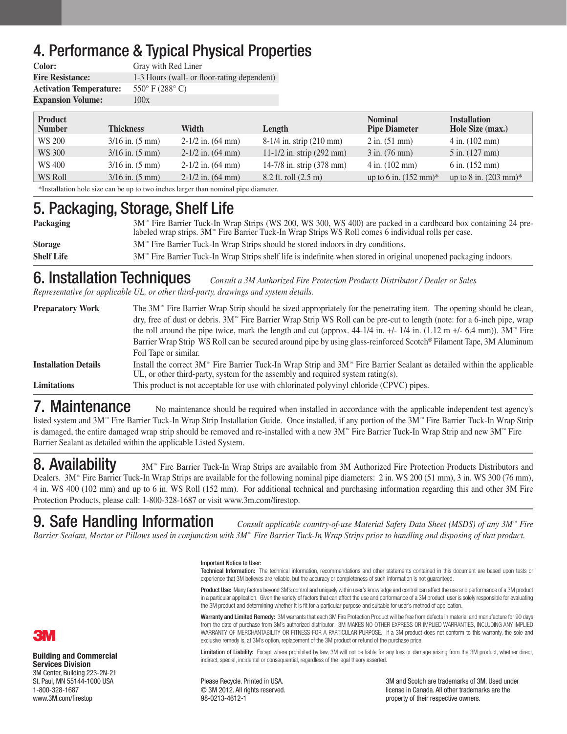## 4. Performance & Typical Physical Properties

| | |
|---|---|
| **Color:** | Gray with Red Liner |
| **Fire Resistance:** | 1-3 Hours (wall- or floor-rating dependent) |
| **Activation Temperature:** | 550° F (288° C) |
| **Expansion Volume:** | 100x |

| Product Number | Thickness | Width | Length | Nominal Pipe Diameter | Installation Hole Size (max.) |
|---|---|---|---|---|---|
| WS 200 | 3/16 in. (5 mm) | 2-1/2 in. (64 mm) | 8-1/4 in. strip (210 mm) | 2 in. (51 mm) | 4 in. (102 mm) |
| WS 300 | 3/16 in. (5 mm) | 2-1/2 in. (64 mm) | 11-1/2 in. strip (292 mm) | 3 in. (76 mm) | 5 in. (127 mm) |
| WS 400 | 3/16 in. (5 mm) | 2-1/2 in. (64 mm) | 14-7/8 in. strip (378 mm) | 4 in. (102 mm) | 6 in. (152 mm) |
| WS Roll | 3/16 in. (5 mm) | 2-1/2 in. (64 mm) | 8.2 ft. roll (2.5 m) | up to 6 in. (152 mm)* | up to 8 in. (203 mm)* |

*Installation hole size can be up to two inches larger than nominal pipe diameter.

## 5. Packaging, Storage, Shelf Life

**Packaging** 3M™ Fire Barrier Tuck-In Wrap Strips (WS 200, WS 300, WS 400) are packed in a cardboard box containing 24 pre-labeled wrap strips. 3M™ Fire Barrier Tuck-In Wrap Strips WS Roll comes 6 individual rolls per case.

**Storage** 3M™ Fire Barrier Tuck-In Wrap Strips should be stored indoors in dry conditions.

**Shelf Life** 3M™ Fire Barrier Tuck-In Wrap Strips shelf life is indefinite when stored in original unopened packaging indoors.

## 6. Installation Techniques

*Consult a 3M Authorized Fire Protection Products Distributor / Dealer or Sales Representative for applicable UL, or other third-party, drawings and system details.*

**Preparatory Work** The 3M™ Fire Barrier Wrap Strip should be sized appropriately for the penetrating item. The opening should be clean, dry, free of dust or debris. 3M™ Fire Barrier Wrap Strip WS Roll can be pre-cut to length (note: for a 6-inch pipe, wrap the roll around the pipe twice, mark the length and cut (approx. 44-1/4 in. +/- 1/4 in. (1.12 m +/- 6.4 mm)). 3M™ Fire Barrier Wrap Strip WS Roll can be secured around pipe by using glass-reinforced Scotch® Filament Tape, 3M Aluminum Foil Tape or similar.

**Installation Details** Install the correct 3M™ Fire Barrier Tuck-In Wrap Strip and 3M™ Fire Barrier Sealant as detailed within the applicable UL, or other third-party, system for the assembly and required system rating(s).

**Limitations** This product is not acceptable for use with chlorinated polyvinyl chloride (CPVC) pipes.

## 7. Maintenance

No maintenance should be required when installed in accordance with the applicable independent test agency's listed system and 3M™ Fire Barrier Tuck-In Wrap Strip Installation Guide. Once installed, if any portion of the 3M™ Fire Barrier Tuck-In Wrap Strip is damaged, the entire damaged wrap strip should be removed and re-installed with a new 3M™ Fire Barrier Tuck-In Wrap Strip and new 3M™ Fire Barrier Sealant as detailed within the applicable Listed System.

## 8. Availability

3M™ Fire Barrier Tuck-In Wrap Strips are available from 3M Authorized Fire Protection Products Distributors and Dealers. 3M™ Fire Barrier Tuck-In Wrap Strips are available for the following nominal pipe diameters: 2 in. WS 200 (51 mm), 3 in. WS 300 (76 mm), 4 in. WS 400 (102 mm) and up to 6 in. WS Roll (152 mm). For additional technical and purchasing information regarding this and other 3M Fire Protection Products, please call: 1-800-328-1687 or visit www.3m.com/firestop.

## 9. Safe Handling Information

*Consult applicable country-of-use Material Safety Data Sheet (MSDS) of any 3M™ Fire Barrier Sealant, Mortar or Pillows used in conjunction with 3M™ Fire Barrier Tuck-In Wrap Strips prior to handling and disposing of that product.*

**Important Notice to User:**

**Technical Information:** The technical information, recommendations and other statements contained in this document are based upon tests or experience that 3M believes are reliable, but the accuracy or completeness of such information is not guaranteed.

**Product Use:** Many factors beyond 3M's control and uniquely within user's knowledge and control can affect the use and performance of a 3M product in a particular application. Given the variety of factors that can affect the use and performance of a 3M product, user is solely responsible for evaluating the 3M product and determining whether it is fit for a particular purpose and suitable for user's method of application.

**Warranty and Limited Remedy:** 3M warrants that each 3M Fire Protection Product will be free from defects in material and manufacture for 90 days from the date of purchase from 3M's authorized distributor. 3M MAKES NO OTHER EXPRESS OR IMPLIED WARRANTIES, INCLUDING ANY IMPLIED WARRANTY OF MERCHANTABILITY OR FITNESS FOR A PARTICULAR PURPOSE. If a 3M product does not conform to this warranty, the sole and exclusive remedy is, at 3M's option, replacement of the 3M product or refund of the purchase price.

**Limitation of Liability:** Except where prohibited by law, 3M will not be liable for any loss or damage arising from the 3M product, whether direct, indirect, special, incidental or consequential, regardless of the legal theory asserted.

3M

**Building and Commercial Services Division**
3M Center, Building 223-2N-21
St. Paul, MN 55144-1000 USA
1-800-328-1687
www.3M.com/firestop

Please Recycle. Printed in USA.
© 3M 2012. All rights reserved.
98-0213-4612-1

3M and Scotch are trademarks of 3M. Used under license in Canada. All other trademarks are the property of their respective owners.